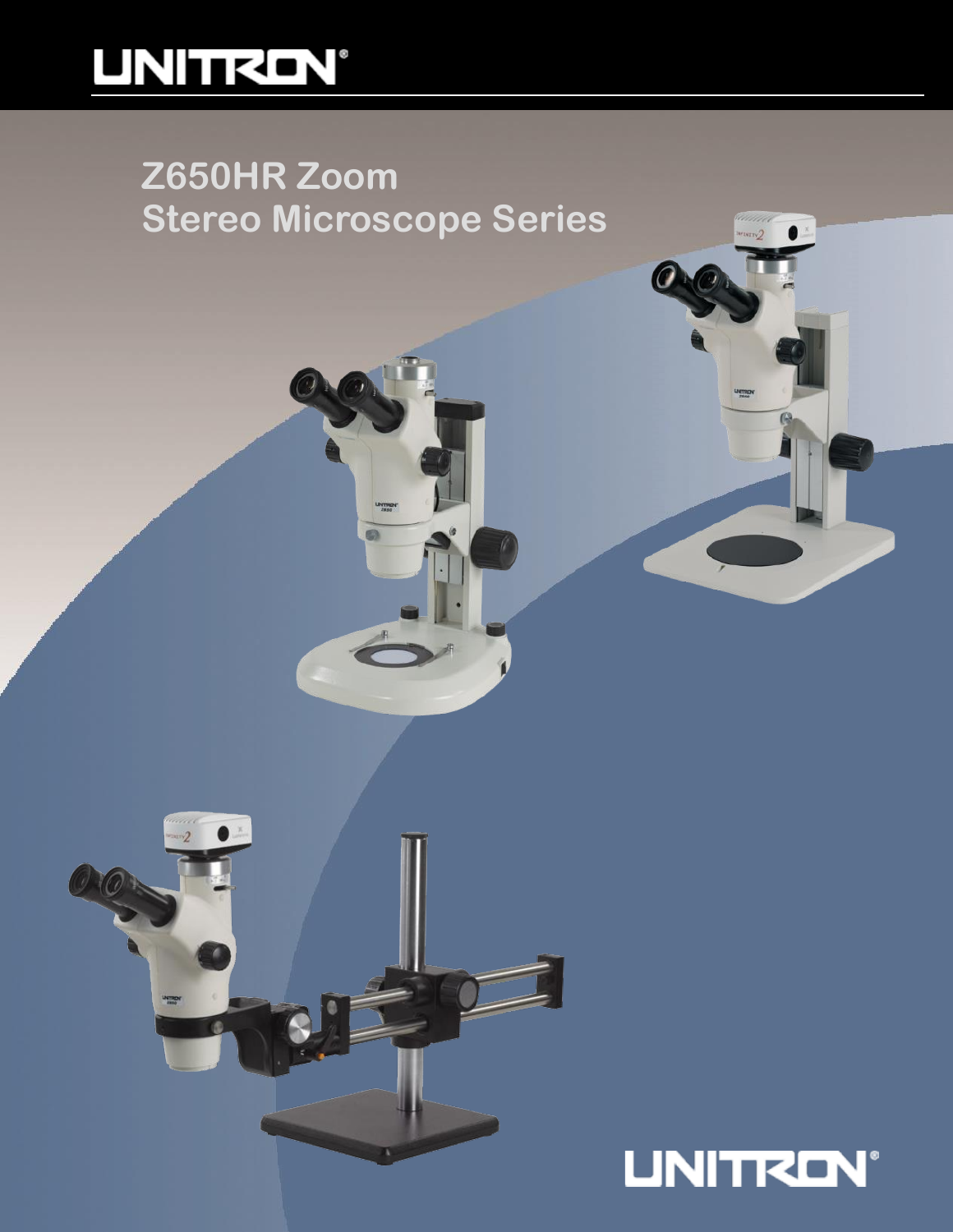UNITRON®

# Z650HR Zoom Stereo Microscope Series

UNITRON®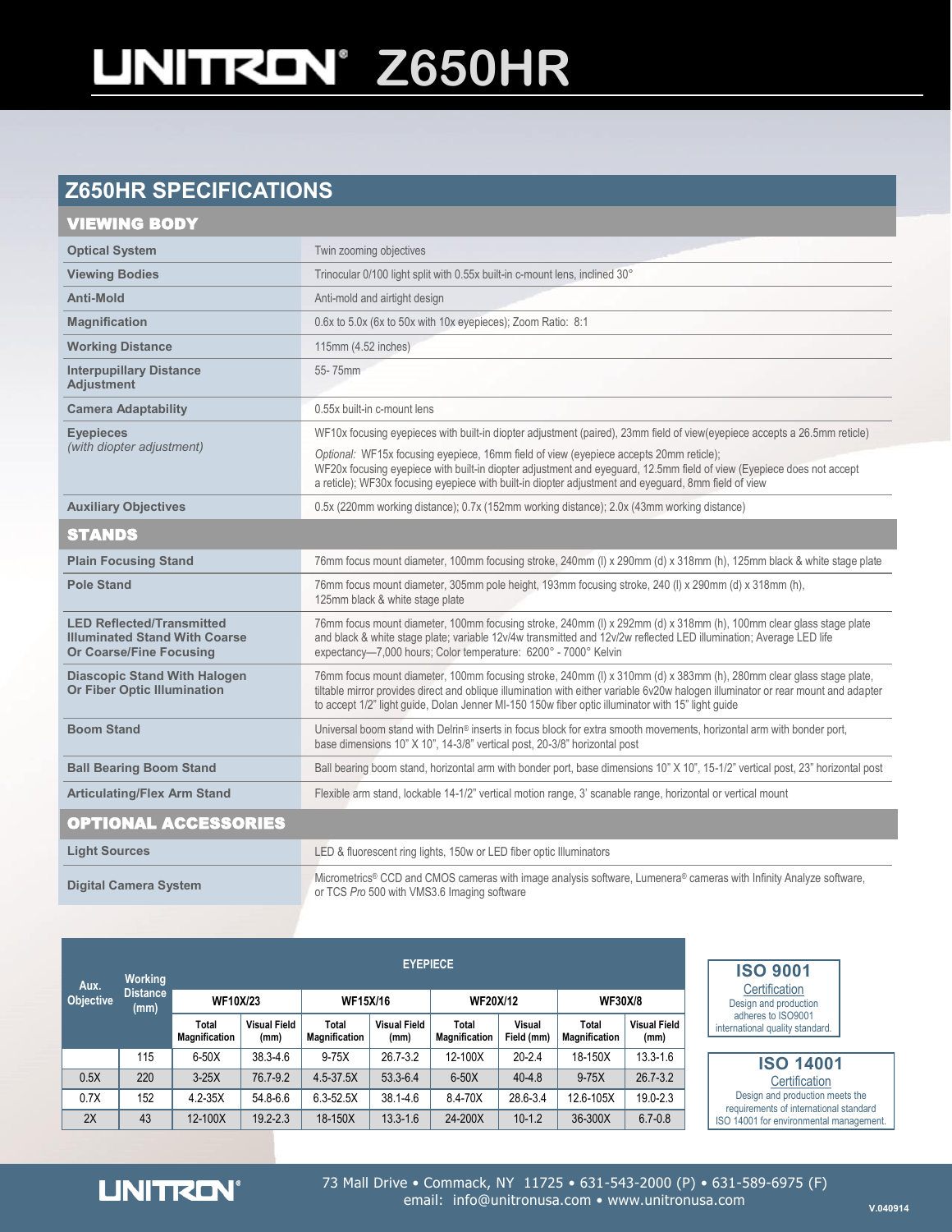# UNITRON® Z650HR

## Z650HR SPECIFICATIONS

### VIEWING BODY

| | |
|---|---|
| **Optical System** | Twin zooming objectives |
| **Viewing Bodies** | Trinocular 0/100 light split with 0.55x built-in c-mount lens, inclined 30° |
| **Anti-Mold** | Anti-mold and airtight design |
| **Magnification** | 0.6x to 5.0x (6x to 50x with 10x eyepieces); Zoom Ratio: 8:1 |
| **Working Distance** | 115mm (4.52 inches) |
| **Interpupillary Distance Adjustment** | 55- 75mm |
| **Camera Adaptability** | 0.55x built-in c-mount lens |
| **Eyepieces** *(with diopter adjustment)* | WF10x focusing eyepieces with built-in diopter adjustment (paired), 23mm field of view(eyepiece accepts a 26.5mm reticle) *Optional:* WF15x focusing eyepiece, 16mm field of view (eyepiece accepts 20mm reticle); WF20x focusing eyepiece with built-in diopter adjustment and eyeguard, 12.5mm field of view (Eyepiece does not accept a reticle); WF30x focusing eyepiece with built-in diopter adjustment and eyeguard, 8mm field of view |
| **Auxiliary Objectives** | 0.5x (220mm working distance); 0.7x (152mm working distance); 2.0x (43mm working distance) |

### STANDS

| | |
|---|---|
| **Plain Focusing Stand** | 76mm focus mount diameter, 100mm focusing stroke, 240mm (l) x 290mm (d) x 318mm (h), 125mm black & white stage plate |
| **Pole Stand** | 76mm focus mount diameter, 305mm pole height, 193mm focusing stroke, 240 (l) x 290mm (d) x 318mm (h), 125mm black & white stage plate |
| **LED Reflected/Transmitted Illuminated Stand With Coarse Or Coarse/Fine Focusing** | 76mm focus mount diameter, 100mm focusing stroke, 240mm (l) x 292mm (d) x 318mm (h), 100mm clear glass stage plate and black & white stage plate; variable 12v/4w transmitted and 12v/2w reflected LED illumination; Average LED life expectancy—7,000 hours; Color temperature: 6200° - 7000° Kelvin |
| **Diascopic Stand With Halogen Or Fiber Optic Illumination** | 76mm focus mount diameter, 100mm focusing stroke, 240mm (l) x 310mm (d) x 383mm (h), 280mm clear glass stage plate, tiltable mirror provides direct and oblique illumination with either variable 6v20w halogen illuminator or rear mount and adapter to accept 1/2" light guide, Dolan Jenner MI-150 150w fiber optic illuminator with 15" light guide |
| **Boom Stand** | Universal boom stand with Delrin® inserts in focus block for extra smooth movements, horizontal arm with bonder port, base dimensions 10" X 10", 14-3/8" vertical post, 20-3/8" horizontal post |
| **Ball Bearing Boom Stand** | Ball bearing boom stand, horizontal arm with bonder port, base dimensions 10" X 10", 15-1/2" vertical post, 23" horizontal post |
| **Articulating/Flex Arm Stand** | Flexible arm stand, lockable 14-1/2" vertical motion range, 3' scanable range, horizontal or vertical mount |

### OPTIONAL ACCESSORIES

| | |
|---|---|
| **Light Sources** | LED & fluorescent ring lights, 150w or LED fiber optic Illuminators |
| **Digital Camera System** | Micrometrics® CCD and CMOS cameras with image analysis software, Lumenera® cameras with Infinity Analyze software, or TCS *Pro* 500 with VMS3.6 Imaging software |

| Aux. Objective | Working Distance (mm) | EYEPIECE | | | | | | | |
|---|---|---|---|---|---|---|---|---|---|
| | | WF10X/23 | | WF15X/16 | | WF20X/12 | | WF30X/8 | |
| | | Total Magnification | Visual Field (mm) | Total Magnification | Visual Field (mm) | Total Magnification | Visual Field (mm) | Total Magnification | Visual Field (mm) |
| | 115 | 6-50X | 38.3-4.6 | 9-75X | 26.7-3.2 | 12-100X | 20-2.4 | 18-150X | 13.3-1.6 |
| 0.5X | 220 | 3-25X | 76.7-9.2 | 4.5-37.5X | 53.3-6.4 | 6-50X | 40-4.8 | 9-75X | 26.7-3.2 |
| 0.7X | 152 | 4.2-35X | 54.8-6.6 | 6.3-52.5X | 38.1-4.6 | 8.4-70X | 28.6-3.4 | 12.6-105X | 19.0-2.3 |
| 2X | 43 | 12-100X | 19.2-2.3 | 18-150X | 13.3-1.6 | 24-200X | 10-1.2 | 36-300X | 6.7-0.8 |

**ISO 9001**
Certification
Design and production adheres to ISO9001 international quality standard.

**ISO 14001**
Certification
Design and production meets the requirements of international standard ISO 14001 for environmental management.

UNITRON®

73 Mall Drive • Commack, NY 11725 • 631-543-2000 (P) • 631-589-6975 (F)
email: info@unitronusa.com • www.unitronusa.com

V.040914